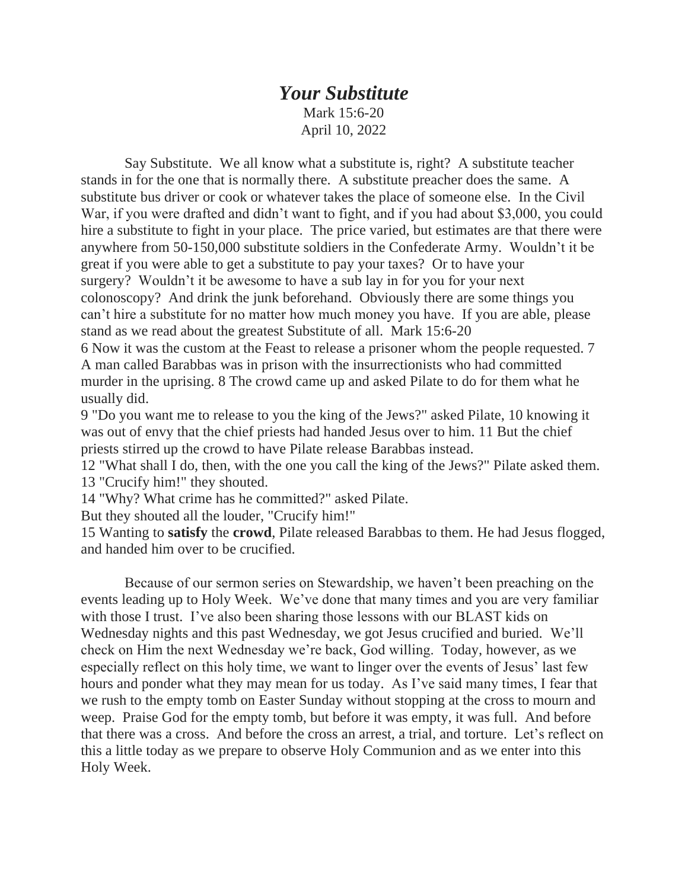# *Your Substitute*

Mark 15:6-20
April 10, 2022

Say Substitute. We all know what a substitute is, right? A substitute teacher stands in for the one that is normally there. A substitute preacher does the same. A substitute bus driver or cook or whatever takes the place of someone else. In the Civil War, if you were drafted and didn't want to fight, and if you had about $3,000, you could hire a substitute to fight in your place. The price varied, but estimates are that there were anywhere from 50-150,000 substitute soldiers in the Confederate Army. Wouldn't it be great if you were able to get a substitute to pay your taxes? Or to have your surgery? Wouldn't it be awesome to have a sub lay in for you for your next colonoscopy? And drink the junk beforehand. Obviously there are some things you can't hire a substitute for no matter how much money you have. If you are able, please stand as we read about the greatest Substitute of all. Mark 15:6-20

6 Now it was the custom at the Feast to release a prisoner whom the people requested. 7 A man called Barabbas was in prison with the insurrectionists who had committed murder in the uprising. 8 The crowd came up and asked Pilate to do for them what he usually did.

9 "Do you want me to release to you the king of the Jews?" asked Pilate, 10 knowing it was out of envy that the chief priests had handed Jesus over to him. 11 But the chief priests stirred up the crowd to have Pilate release Barabbas instead.

12 "What shall I do, then, with the one you call the king of the Jews?" Pilate asked them.

13 "Crucify him!" they shouted.

14 "Why? What crime has he committed?" asked Pilate.

But they shouted all the louder, "Crucify him!"

15 Wanting to **satisfy** the **crowd**, Pilate released Barabbas to them. He had Jesus flogged, and handed him over to be crucified.

Because of our sermon series on Stewardship, we haven't been preaching on the events leading up to Holy Week. We've done that many times and you are very familiar with those I trust. I've also been sharing those lessons with our BLAST kids on Wednesday nights and this past Wednesday, we got Jesus crucified and buried. We'll check on Him the next Wednesday we're back, God willing. Today, however, as we especially reflect on this holy time, we want to linger over the events of Jesus' last few hours and ponder what they may mean for us today. As I've said many times, I fear that we rush to the empty tomb on Easter Sunday without stopping at the cross to mourn and weep. Praise God for the empty tomb, but before it was empty, it was full. And before that there was a cross. And before the cross an arrest, a trial, and torture. Let's reflect on this a little today as we prepare to observe Holy Communion and as we enter into this Holy Week.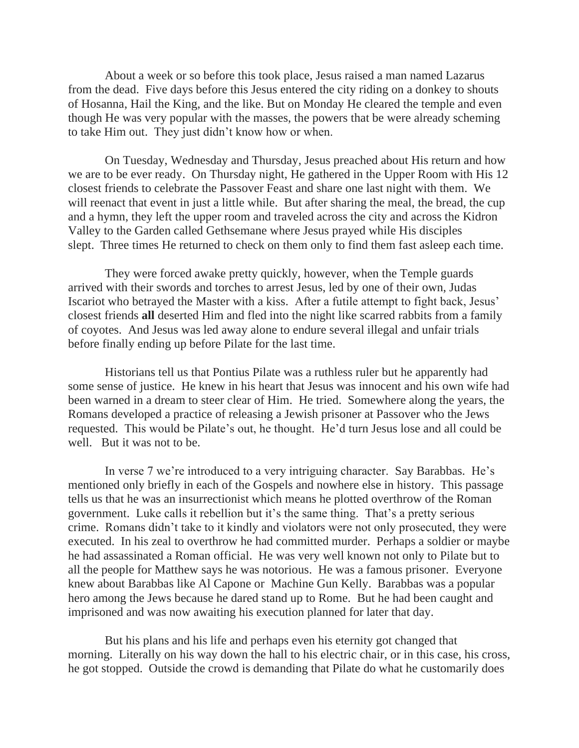About a week or so before this took place, Jesus raised a man named Lazarus from the dead. Five days before this Jesus entered the city riding on a donkey to shouts of Hosanna, Hail the King, and the like. But on Monday He cleared the temple and even though He was very popular with the masses, the powers that be were already scheming to take Him out. They just didn't know how or when.

On Tuesday, Wednesday and Thursday, Jesus preached about His return and how we are to be ever ready. On Thursday night, He gathered in the Upper Room with His 12 closest friends to celebrate the Passover Feast and share one last night with them. We will reenact that event in just a little while. But after sharing the meal, the bread, the cup and a hymn, they left the upper room and traveled across the city and across the Kidron Valley to the Garden called Gethsemane where Jesus prayed while His disciples slept. Three times He returned to check on them only to find them fast asleep each time.

They were forced awake pretty quickly, however, when the Temple guards arrived with their swords and torches to arrest Jesus, led by one of their own, Judas Iscariot who betrayed the Master with a kiss. After a futile attempt to fight back, Jesus' closest friends **all** deserted Him and fled into the night like scarred rabbits from a family of coyotes. And Jesus was led away alone to endure several illegal and unfair trials before finally ending up before Pilate for the last time.

Historians tell us that Pontius Pilate was a ruthless ruler but he apparently had some sense of justice. He knew in his heart that Jesus was innocent and his own wife had been warned in a dream to steer clear of Him. He tried. Somewhere along the years, the Romans developed a practice of releasing a Jewish prisoner at Passover who the Jews requested. This would be Pilate's out, he thought. He'd turn Jesus lose and all could be well. But it was not to be.

In verse 7 we're introduced to a very intriguing character. Say Barabbas. He's mentioned only briefly in each of the Gospels and nowhere else in history. This passage tells us that he was an insurrectionist which means he plotted overthrow of the Roman government. Luke calls it rebellion but it's the same thing. That's a pretty serious crime. Romans didn't take to it kindly and violators were not only prosecuted, they were executed. In his zeal to overthrow he had committed murder. Perhaps a soldier or maybe he had assassinated a Roman official. He was very well known not only to Pilate but to all the people for Matthew says he was notorious. He was a famous prisoner. Everyone knew about Barabbas like Al Capone or Machine Gun Kelly. Barabbas was a popular hero among the Jews because he dared stand up to Rome. But he had been caught and imprisoned and was now awaiting his execution planned for later that day.

But his plans and his life and perhaps even his eternity got changed that morning. Literally on his way down the hall to his electric chair, or in this case, his cross, he got stopped. Outside the crowd is demanding that Pilate do what he customarily does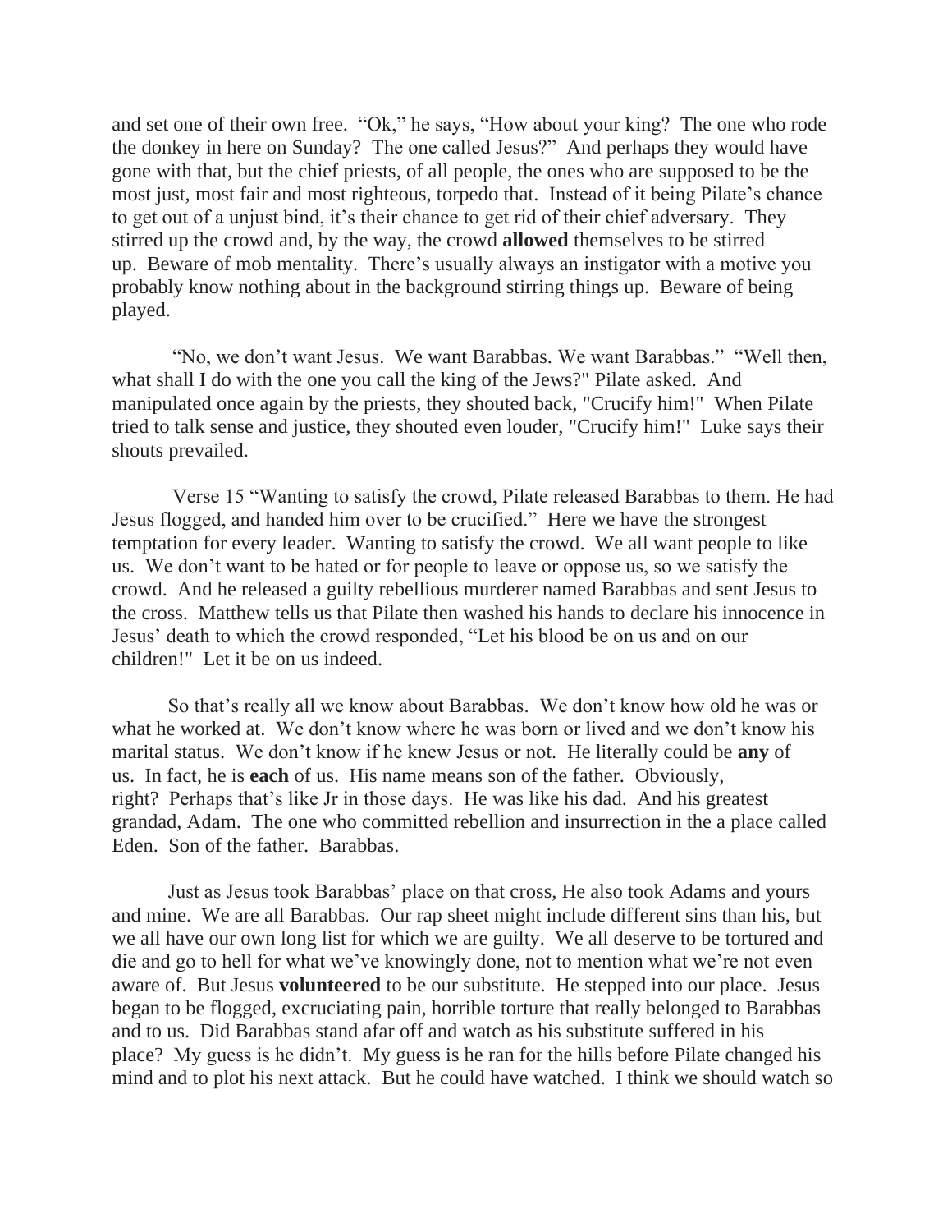and set one of their own free. "Ok," he says, "How about your king? The one who rode the donkey in here on Sunday? The one called Jesus?" And perhaps they would have gone with that, but the chief priests, of all people, the ones who are supposed to be the most just, most fair and most righteous, torpedo that. Instead of it being Pilate's chance to get out of a unjust bind, it's their chance to get rid of their chief adversary. They stirred up the crowd and, by the way, the crowd **allowed** themselves to be stirred up. Beware of mob mentality. There's usually always an instigator with a motive you probably know nothing about in the background stirring things up. Beware of being played.

"No, we don't want Jesus. We want Barabbas. We want Barabbas." "Well then, what shall I do with the one you call the king of the Jews?" Pilate asked. And manipulated once again by the priests, they shouted back, "Crucify him!" When Pilate tried to talk sense and justice, they shouted even louder, "Crucify him!" Luke says their shouts prevailed.

Verse 15 "Wanting to satisfy the crowd, Pilate released Barabbas to them. He had Jesus flogged, and handed him over to be crucified." Here we have the strongest temptation for every leader. Wanting to satisfy the crowd. We all want people to like us. We don't want to be hated or for people to leave or oppose us, so we satisfy the crowd. And he released a guilty rebellious murderer named Barabbas and sent Jesus to the cross. Matthew tells us that Pilate then washed his hands to declare his innocence in Jesus' death to which the crowd responded, "Let his blood be on us and on our children!" Let it be on us indeed.

So that's really all we know about Barabbas. We don't know how old he was or what he worked at. We don't know where he was born or lived and we don't know his marital status. We don't know if he knew Jesus or not. He literally could be **any** of us. In fact, he is **each** of us. His name means son of the father. Obviously, right? Perhaps that's like Jr in those days. He was like his dad. And his greatest grandad, Adam. The one who committed rebellion and insurrection in the a place called Eden. Son of the father. Barabbas.

Just as Jesus took Barabbas' place on that cross, He also took Adams and yours and mine. We are all Barabbas. Our rap sheet might include different sins than his, but we all have our own long list for which we are guilty. We all deserve to be tortured and die and go to hell for what we've knowingly done, not to mention what we're not even aware of. But Jesus **volunteered** to be our substitute. He stepped into our place. Jesus began to be flogged, excruciating pain, horrible torture that really belonged to Barabbas and to us. Did Barabbas stand afar off and watch as his substitute suffered in his place? My guess is he didn't. My guess is he ran for the hills before Pilate changed his mind and to plot his next attack. But he could have watched. I think we should watch so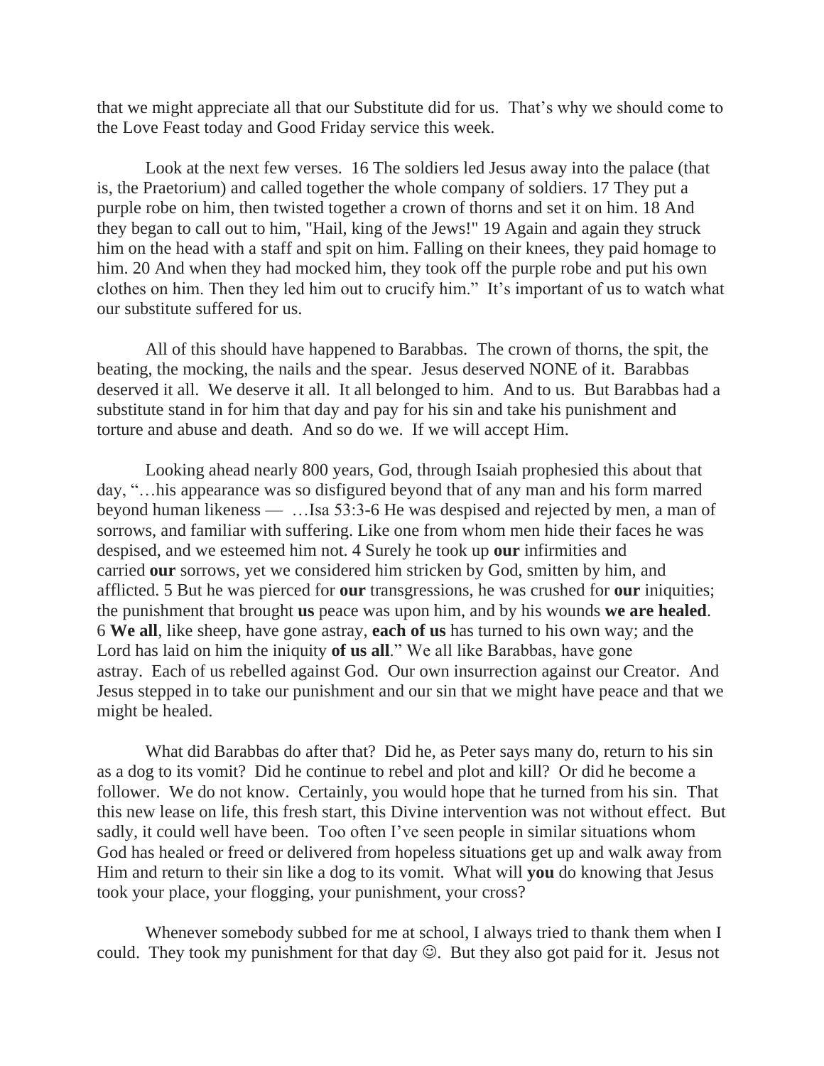that we might appreciate all that our Substitute did for us. That's why we should come to the Love Feast today and Good Friday service this week.

Look at the next few verses. 16 The soldiers led Jesus away into the palace (that is, the Praetorium) and called together the whole company of soldiers. 17 They put a purple robe on him, then twisted together a crown of thorns and set it on him. 18 And they began to call out to him, "Hail, king of the Jews!" 19 Again and again they struck him on the head with a staff and spit on him. Falling on their knees, they paid homage to him. 20 And when they had mocked him, they took off the purple robe and put his own clothes on him. Then they led him out to crucify him." It's important of us to watch what our substitute suffered for us.

All of this should have happened to Barabbas. The crown of thorns, the spit, the beating, the mocking, the nails and the spear. Jesus deserved NONE of it. Barabbas deserved it all. We deserve it all. It all belonged to him. And to us. But Barabbas had a substitute stand in for him that day and pay for his sin and take his punishment and torture and abuse and death. And so do we. If we will accept Him.

Looking ahead nearly 800 years, God, through Isaiah prophesied this about that day, "…his appearance was so disfigured beyond that of any man and his form marred beyond human likeness — …Isa 53:3-6 He was despised and rejected by men, a man of sorrows, and familiar with suffering. Like one from whom men hide their faces he was despised, and we esteemed him not. 4 Surely he took up **our** infirmities and carried **our** sorrows, yet we considered him stricken by God, smitten by him, and afflicted. 5 But he was pierced for **our** transgressions, he was crushed for **our** iniquities; the punishment that brought **us** peace was upon him, and by his wounds **we are healed**. 6 **We all**, like sheep, have gone astray, **each of us** has turned to his own way; and the Lord has laid on him the iniquity **of us all**." We all like Barabbas, have gone astray. Each of us rebelled against God. Our own insurrection against our Creator. And Jesus stepped in to take our punishment and our sin that we might have peace and that we might be healed.

What did Barabbas do after that? Did he, as Peter says many do, return to his sin as a dog to its vomit? Did he continue to rebel and plot and kill? Or did he become a follower. We do not know. Certainly, you would hope that he turned from his sin. That this new lease on life, this fresh start, this Divine intervention was not without effect. But sadly, it could well have been. Too often I've seen people in similar situations whom God has healed or freed or delivered from hopeless situations get up and walk away from Him and return to their sin like a dog to its vomit. What will **you** do knowing that Jesus took your place, your flogging, your punishment, your cross?

Whenever somebody subbed for me at school, I always tried to thank them when I could. They took my punishment for that day ☺. But they also got paid for it. Jesus not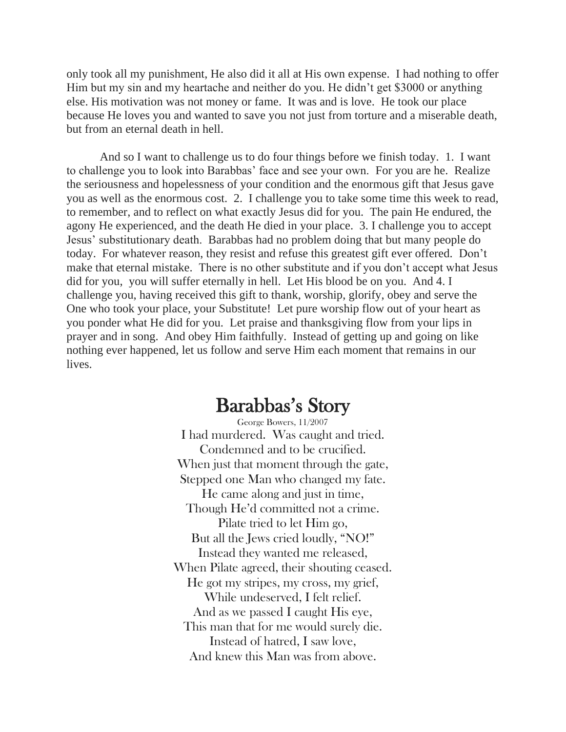only took all my punishment, He also did it all at His own expense. I had nothing to offer Him but my sin and my heartache and neither do you. He didn't get $3000 or anything else. His motivation was not money or fame. It was and is love. He took our place because He loves you and wanted to save you not just from torture and a miserable death, but from an eternal death in hell.

And so I want to challenge us to do four things before we finish today. 1. I want to challenge you to look into Barabbas' face and see your own. For you are he. Realize the seriousness and hopelessness of your condition and the enormous gift that Jesus gave you as well as the enormous cost. 2. I challenge you to take some time this week to read, to remember, and to reflect on what exactly Jesus did for you. The pain He endured, the agony He experienced, and the death He died in your place. 3. I challenge you to accept Jesus' substitutionary death. Barabbas had no problem doing that but many people do today. For whatever reason, they resist and refuse this greatest gift ever offered. Don't make that eternal mistake. There is no other substitute and if you don't accept what Jesus did for you, you will suffer eternally in hell. Let His blood be on you. And 4. I challenge you, having received this gift to thank, worship, glorify, obey and serve the One who took your place, your Substitute! Let pure worship flow out of your heart as you ponder what He did for you. Let praise and thanksgiving flow from your lips in prayer and in song. And obey Him faithfully. Instead of getting up and going on like nothing ever happened, let us follow and serve Him each moment that remains in our lives.

# Barabbas's Story

George Bowers, 11/2007

I had murdered. Was caught and tried.
Condemned and to be crucified.
When just that moment through the gate,
Stepped one Man who changed my fate.
He came along and just in time,
Though He'd committed not a crime.
Pilate tried to let Him go,
But all the Jews cried loudly, "NO!"
Instead they wanted me released,
When Pilate agreed, their shouting ceased.
He got my stripes, my cross, my grief,
While undeserved, I felt relief.
And as we passed I caught His eye,
This man that for me would surely die.
Instead of hatred, I saw love,
And knew this Man was from above.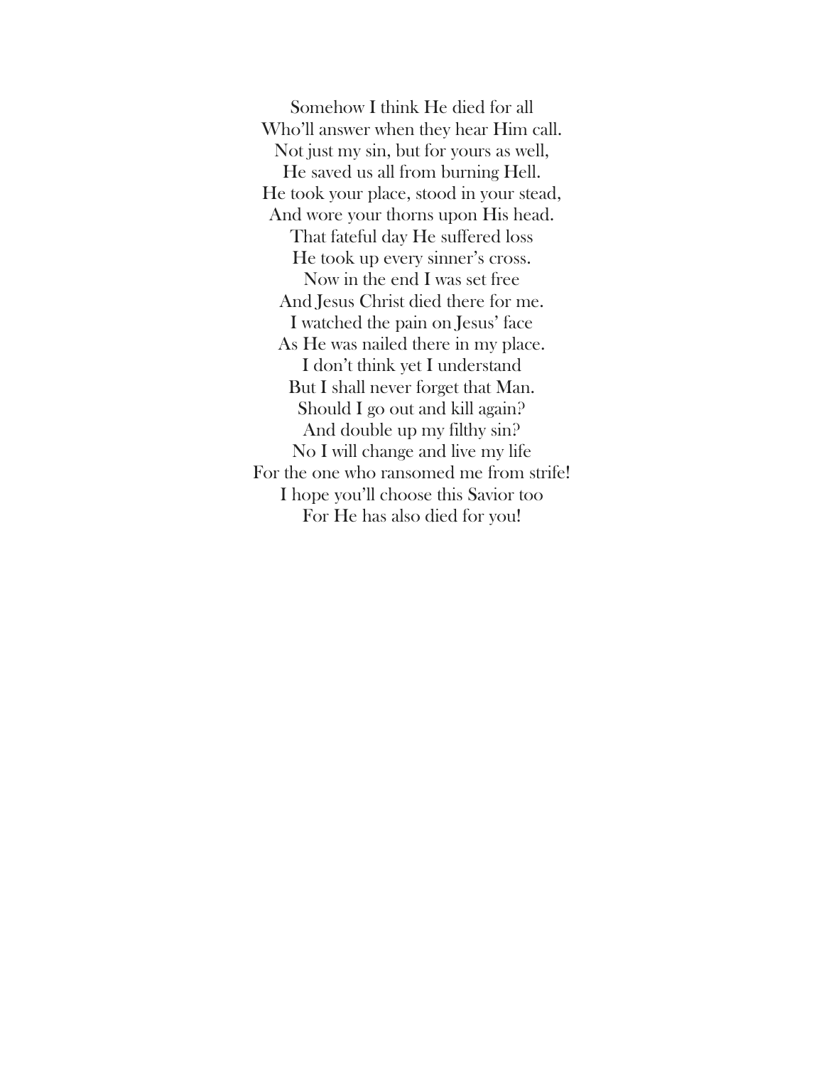Somehow I think He died for all  
Who'll answer when they hear Him call.  
Not just my sin, but for yours as well,  
He saved us all from burning Hell.  
He took your place, stood in your stead,  
And wore your thorns upon His head.  
That fateful day He suffered loss  
He took up every sinner's cross.  
Now in the end I was set free  
And Jesus Christ died there for me.  
I watched the pain on Jesus' face  
As He was nailed there in my place.  
I don't think yet I understand  
But I shall never forget that Man.  
Should I go out and kill again?  
And double up my filthy sin?  
No I will change and live my life  
For the one who ransomed me from strife!  
I hope you'll choose this Savior too  
For He has also died for you!